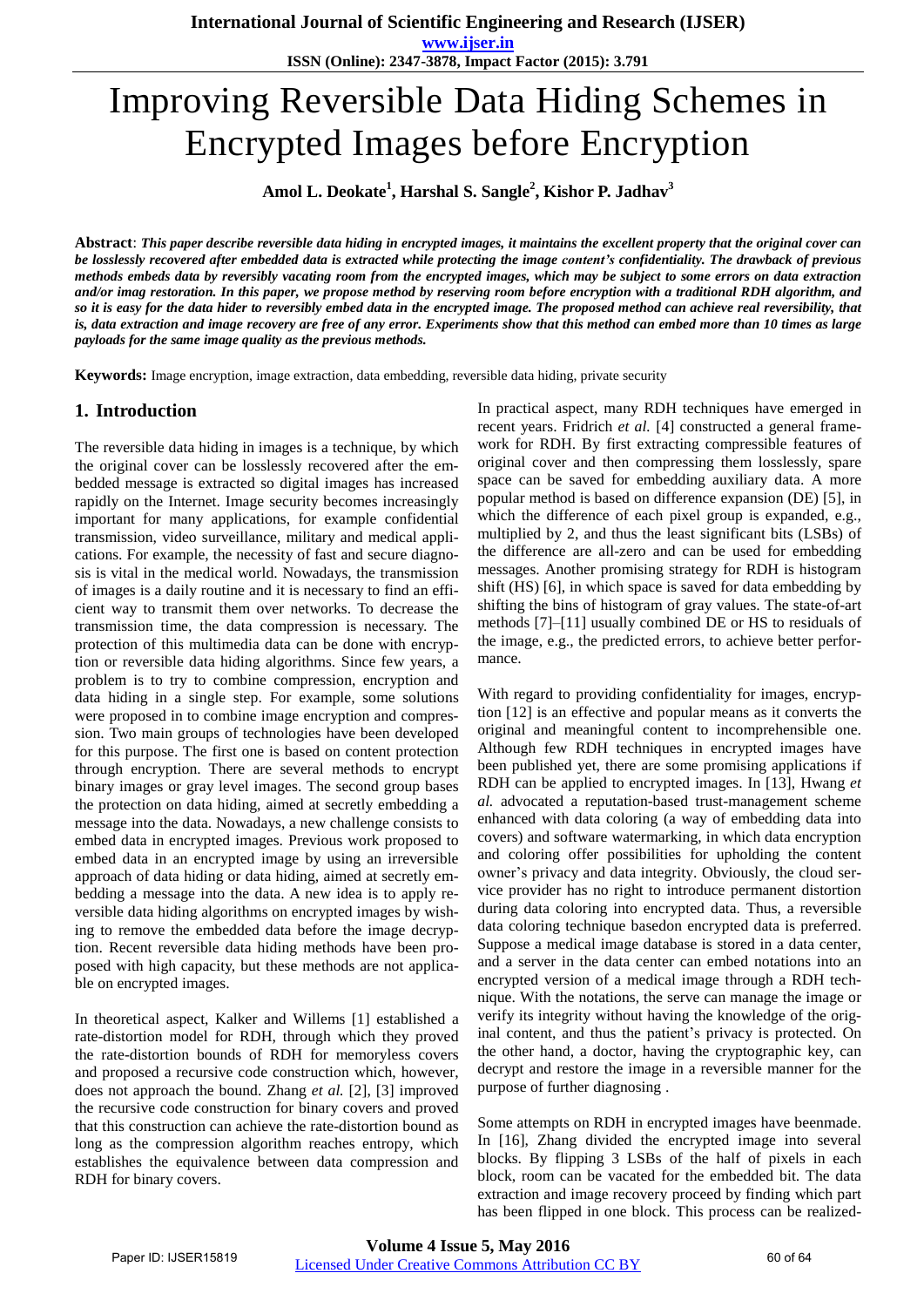# Improving Reversible Data Hiding Schemes in Encrypted Images before Encryption

**Amol L. Deokate[1], Harshal S. Sangle[2], Kishor P. Jadhav[3]**

**Abstract**: ***This paper describe reversible data hiding in encrypted images, it maintains the excellent property that the original cover can be losslessly recovered after embedded data is extracted while protecting the image content's confidentiality. The drawback of previous methods embeds data by reversibly vacating room from the encrypted images, which may be subject to some errors on data extraction and/or imag restoration. In this paper, we propose method by reserving room before encryption with a traditional RDH algorithm, and so it is easy for the data hider to reversibly embed data in the encrypted image. The proposed method can achieve real reversibility, that is, data extraction and image recovery are free of any error. Experiments show that this method can embed more than 10 times as large payloads for the same image quality as the previous methods.***

**Keywords:** Image encryption, image extraction, data embedding, reversible data hiding, private security

## 1. Introduction

The reversible data hiding in images is a technique, by which the original cover can be losslessly recovered after the embedded message is extracted so digital images has increased rapidly on the Internet. Image security becomes increasingly important for many applications, for example confidential transmission, video surveillance, military and medical applications. For example, the necessity of fast and secure diagnosis is vital in the medical world. Nowadays, the transmission of images is a daily routine and it is necessary to find an efficient way to transmit them over networks. To decrease the transmission time, the data compression is necessary. The protection of this multimedia data can be done with encryption or reversible data hiding algorithms. Since few years, a problem is to try to combine compression, encryption and data hiding in a single step. For example, some solutions were proposed in to combine image encryption and compression. Two main groups of technologies have been developed for this purpose. The first one is based on content protection through encryption. There are several methods to encrypt binary images or gray level images. The second group bases the protection on data hiding, aimed at secretly embedding a message into the data. Nowadays, a new challenge consists to embed data in encrypted images. Previous work proposed to embed data in an encrypted image by using an irreversible approach of data hiding or data hiding, aimed at secretly embedding a message into the data. A new idea is to apply reversible data hiding algorithms on encrypted images by wishing to remove the embedded data before the image decryption. Recent reversible data hiding methods have been proposed with high capacity, but these methods are not applicable on encrypted images.

In theoretical aspect, Kalker and Willems [1] established a rate-distortion model for RDH, through which they proved the rate-distortion bounds of RDH for memoryless covers and proposed a recursive code construction which, however, does not approach the bound. Zhang *et al.* [2], [3] improved the recursive code construction for binary covers and proved that this construction can achieve the rate-distortion bound as long as the compression algorithm reaches entropy, which establishes the equivalence between data compression and RDH for binary covers.

In practical aspect, many RDH techniques have emerged in recent years. Fridrich *et al.* [4] constructed a general framework for RDH. By first extracting compressible features of original cover and then compressing them losslessly, spare space can be saved for embedding auxiliary data. A more popular method is based on difference expansion (DE) [5], in which the difference of each pixel group is expanded, e.g., multiplied by 2, and thus the least significant bits (LSBs) of the difference are all-zero and can be used for embedding messages. Another promising strategy for RDH is histogram shift (HS) [6], in which space is saved for data embedding by shifting the bins of histogram of gray values. The state-of-art methods [7]–[11] usually combined DE or HS to residuals of the image, e.g., the predicted errors, to achieve better performance.

With regard to providing confidentiality for images, encryption [12] is an effective and popular means as it converts the original and meaningful content to incomprehensible one. Although few RDH techniques in encrypted images have been published yet, there are some promising applications if RDH can be applied to encrypted images. In [13], Hwang *et al.* advocated a reputation-based trust-management scheme enhanced with data coloring (a way of embedding data into covers) and software watermarking, in which data encryption and coloring offer possibilities for upholding the content owner's privacy and data integrity. Obviously, the cloud service provider has no right to introduce permanent distortion during data coloring into encrypted data. Thus, a reversible data coloring technique basedon encrypted data is preferred. Suppose a medical image database is stored in a data center, and a server in the data center can embed notations into an encrypted version of a medical image through a RDH technique. With the notations, the serve can manage the image or verify its integrity without having the knowledge of the original content, and thus the patient's privacy is protected. On the other hand, a doctor, having the cryptographic key, can decrypt and restore the image in a reversible manner for the purpose of further diagnosing .

Some attempts on RDH in encrypted images have beenmade. In [16], Zhang divided the encrypted image into several blocks. By flipping 3 LSBs of the half of pixels in each block, room can be vacated for the embedded bit. The data extraction and image recovery proceed by finding which part has been flipped in one block. This process can be realized-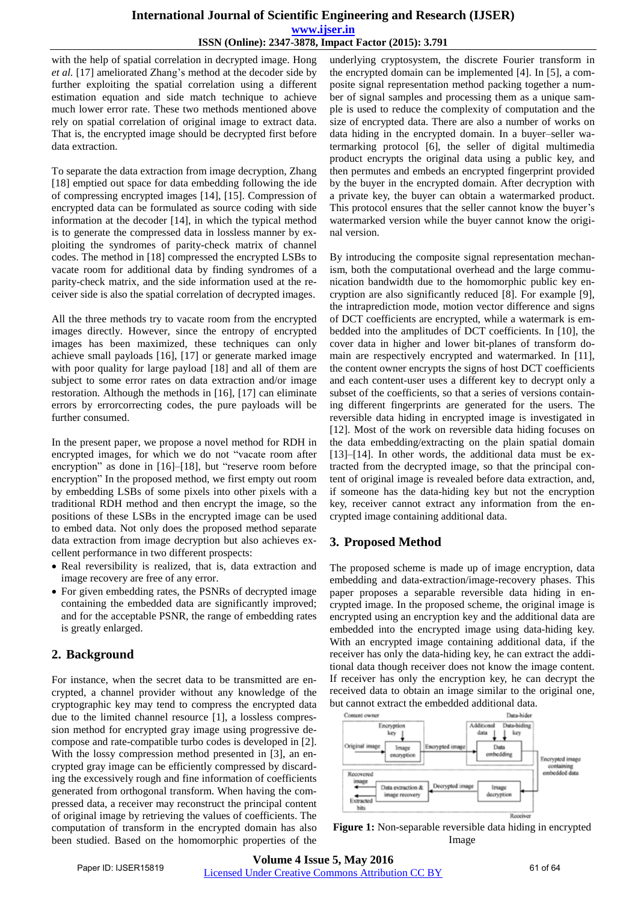with the help of spatial correlation in decrypted image. Hong *et al.* [17] ameliorated Zhang's method at the decoder side by further exploiting the spatial correlation using a different estimation equation and side match technique to achieve much lower error rate. These two methods mentioned above rely on spatial correlation of original image to extract data. That is, the encrypted image should be decrypted first before data extraction.

To separate the data extraction from image decryption, Zhang [18] emptied out space for data embedding following the ide of compressing encrypted images [14], [15]. Compression of encrypted data can be formulated as source coding with side information at the decoder [14], in which the typical method is to generate the compressed data in lossless manner by exploiting the syndromes of parity-check matrix of channel codes. The method in [18] compressed the encrypted LSBs to vacate room for additional data by finding syndromes of a parity-check matrix, and the side information used at the receiver side is also the spatial correlation of decrypted images.

All the three methods try to vacate room from the encrypted images directly. However, since the entropy of encrypted images has been maximized, these techniques can only achieve small payloads [16], [17] or generate marked image with poor quality for large payload [18] and all of them are subject to some error rates on data extraction and/or image restoration. Although the methods in [16], [17] can eliminate errors by errorcorrecting codes, the pure payloads will be further consumed.

In the present paper, we propose a novel method for RDH in encrypted images, for which we do not "vacate room after encryption" as done in [16]–[18], but "reserve room before encryption" In the proposed method, we first empty out room by embedding LSBs of some pixels into other pixels with a traditional RDH method and then encrypt the image, so the positions of these LSBs in the encrypted image can be used to embed data. Not only does the proposed method separate data extraction from image decryption but also achieves excellent performance in two different prospects:

- Real reversibility is realized, that is, data extraction and image recovery are free of any error.
- For given embedding rates, the PSNRs of decrypted image containing the embedded data are significantly improved; and for the acceptable PSNR, the range of embedding rates is greatly enlarged.

## 2. Background

For instance, when the secret data to be transmitted are encrypted, a channel provider without any knowledge of the cryptographic key may tend to compress the encrypted data due to the limited channel resource [1], a lossless compression method for encrypted gray image using progressive decompose and rate-compatible turbo codes is developed in [2]. With the lossy compression method presented in [3], an encrypted gray image can be efficiently compressed by discarding the excessively rough and fine information of coefficients generated from orthogonal transform. When having the compressed data, a receiver may reconstruct the principal content of original image by retrieving the values of coefficients. The computation of transform in the encrypted domain has also been studied. Based on the homomorphic properties of the underlying cryptosystem, the discrete Fourier transform in the encrypted domain can be implemented [4]. In [5], a composite signal representation method packing together a number of signal samples and processing them as a unique sample is used to reduce the complexity of computation and the size of encrypted data. There are also a number of works on data hiding in the encrypted domain. In a buyer–seller watermarking protocol [6], the seller of digital multimedia product encrypts the original data using a public key, and then permutes and embeds an encrypted fingerprint provided by the buyer in the encrypted domain. After decryption with a private key, the buyer can obtain a watermarked product. This protocol ensures that the seller cannot know the buyer's watermarked version while the buyer cannot know the original version.

By introducing the composite signal representation mechanism, both the computational overhead and the large communication bandwidth due to the homomorphic public key encryption are also significantly reduced [8]. For example [9], the intraprediction mode, motion vector difference and signs of DCT coefficients are encrypted, while a watermark is embedded into the amplitudes of DCT coefficients. In [10], the cover data in higher and lower bit-planes of transform domain are respectively encrypted and watermarked. In [11], the content owner encrypts the signs of host DCT coefficients and each content-user uses a different key to decrypt only a subset of the coefficients, so that a series of versions containing different fingerprints are generated for the users. The reversible data hiding in encrypted image is investigated in [12]. Most of the work on reversible data hiding focuses on the data embedding/extracting on the plain spatial domain [13]–[14]. In other words, the additional data must be extracted from the decrypted image, so that the principal content of original image is revealed before data extraction, and, if someone has the data-hiding key but not the encryption key, receiver cannot extract any information from the encrypted image containing additional data.

## 3. Proposed Method

The proposed scheme is made up of image encryption, data embedding and data-extraction/image-recovery phases. This paper proposes a separable reversible data hiding in encrypted image. In the proposed scheme, the original image is encrypted using an encryption key and the additional data are embedded into the encrypted image using data-hiding key. With an encrypted image containing additional data, if the receiver has only the data-hiding key, he can extract the additional data though receiver does not know the image content. If receiver has only the encryption key, he can decrypt the received data to obtain an image similar to the original one, but cannot extract the embedded additional data.

**Figure 1:** Non-separable reversible data hiding in encrypted Image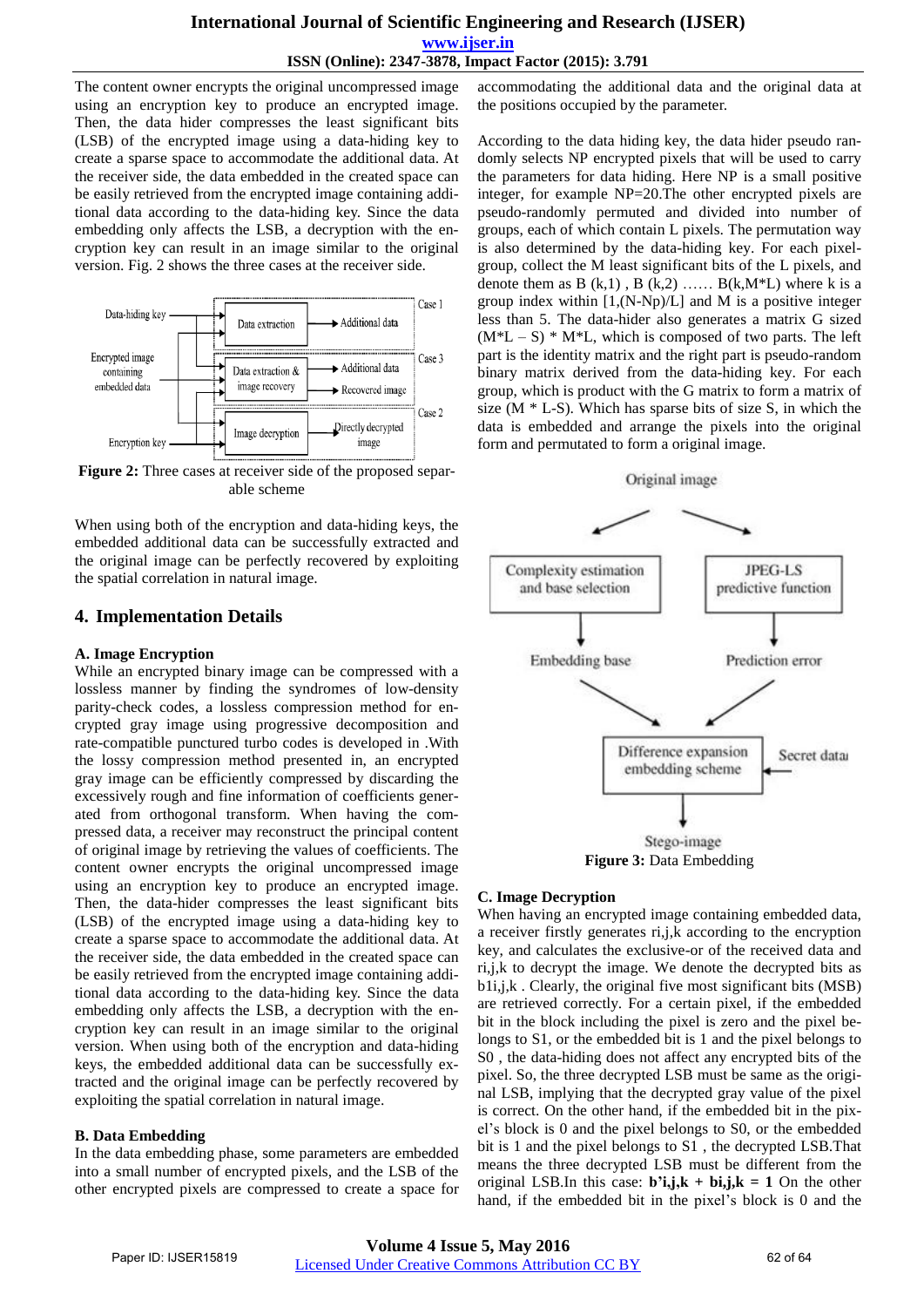The content owner encrypts the original uncompressed image using an encryption key to produce an encrypted image. Then, the data hider compresses the least significant bits (LSB) of the encrypted image using a data-hiding key to create a sparse space to accommodate the additional data. At the receiver side, the data embedded in the created space can be easily retrieved from the encrypted image containing additional data according to the data-hiding key. Since the data embedding only affects the LSB, a decryption with the encryption key can result in an image similar to the original version. Fig. 2 shows the three cases at the receiver side.

**Figure 2:** Three cases at receiver side of the proposed separable scheme

When using both of the encryption and data-hiding keys, the embedded additional data can be successfully extracted and the original image can be perfectly recovered by exploiting the spatial correlation in natural image.

## 4. Implementation Details

### A. Image Encryption

While an encrypted binary image can be compressed with a lossless manner by finding the syndromes of low-density parity-check codes, a lossless compression method for encrypted gray image using progressive decomposition and rate-compatible punctured turbo codes is developed in .With the lossy compression method presented in, an encrypted gray image can be efficiently compressed by discarding the excessively rough and fine information of coefficients generated from orthogonal transform. When having the compressed data, a receiver may reconstruct the principal content of original image by retrieving the values of coefficients. The content owner encrypts the original uncompressed image using an encryption key to produce an encrypted image. Then, the data-hider compresses the least significant bits (LSB) of the encrypted image using a data-hiding key to create a sparse space to accommodate the additional data. At the receiver side, the data embedded in the created space can be easily retrieved from the encrypted image containing additional data according to the data-hiding key. Since the data embedding only affects the LSB, a decryption with the encryption key can result in an image similar to the original version. When using both of the encryption and data-hiding keys, the embedded additional data can be successfully extracted and the original image can be perfectly recovered by exploiting the spatial correlation in natural image.

### B. Data Embedding

In the data embedding phase, some parameters are embedded into a small number of encrypted pixels, and the LSB of the other encrypted pixels are compressed to create a space for accommodating the additional data and the original data at the positions occupied by the parameter.

According to the data hiding key, the data hider pseudo randomly selects NP encrypted pixels that will be used to carry the parameters for data hiding. Here NP is a small positive integer, for example NP=20.The other encrypted pixels are pseudo-randomly permuted and divided into number of groups, each of which contain L pixels. The permutation way is also determined by the data-hiding key. For each pixel-group, collect the M least significant bits of the L pixels, and denote them as B (k,1) , B (k,2) …… B(k,M*L) where k is a group index within [1,(N-Np)/L] and M is a positive integer less than 5. The data-hider also generates a matrix G sized (M*L – S) * M*L, which is composed of two parts. The left part is the identity matrix and the right part is pseudo-random binary matrix derived from the data-hiding key. For each group, which is product with the G matrix to form a matrix of size (M * L-S). Which has sparse bits of size S, in which the data is embedded and arrange the pixels into the original form and permutated to form a original image.

**Figure 3:** Data Embedding

### C. Image Decryption

When having an encrypted image containing embedded data, a receiver firstly generates ri,j,k according to the encryption key, and calculates the exclusive-or of the received data and ri,j,k to decrypt the image. We denote the decrypted bits as b1i,j,k . Clearly, the original five most significant bits (MSB) are retrieved correctly. For a certain pixel, if the embedded bit in the block including the pixel is zero and the pixel belongs to S1, or the embedded bit is 1 and the pixel belongs to S0 , the data-hiding does not affect any encrypted bits of the pixel. So, the three decrypted LSB must be same as the original LSB, implying that the decrypted gray value of the pixel is correct. On the other hand, if the embedded bit in the pixel's block is 0 and the pixel belongs to S0, or the embedded bit is 1 and the pixel belongs to S1 , the decrypted LSB.That means the three decrypted LSB must be different from the original LSB.In this case: **b'i,j,k + bi,j,k = 1** On the other hand, if the embedded bit in the pixel's block is 0 and the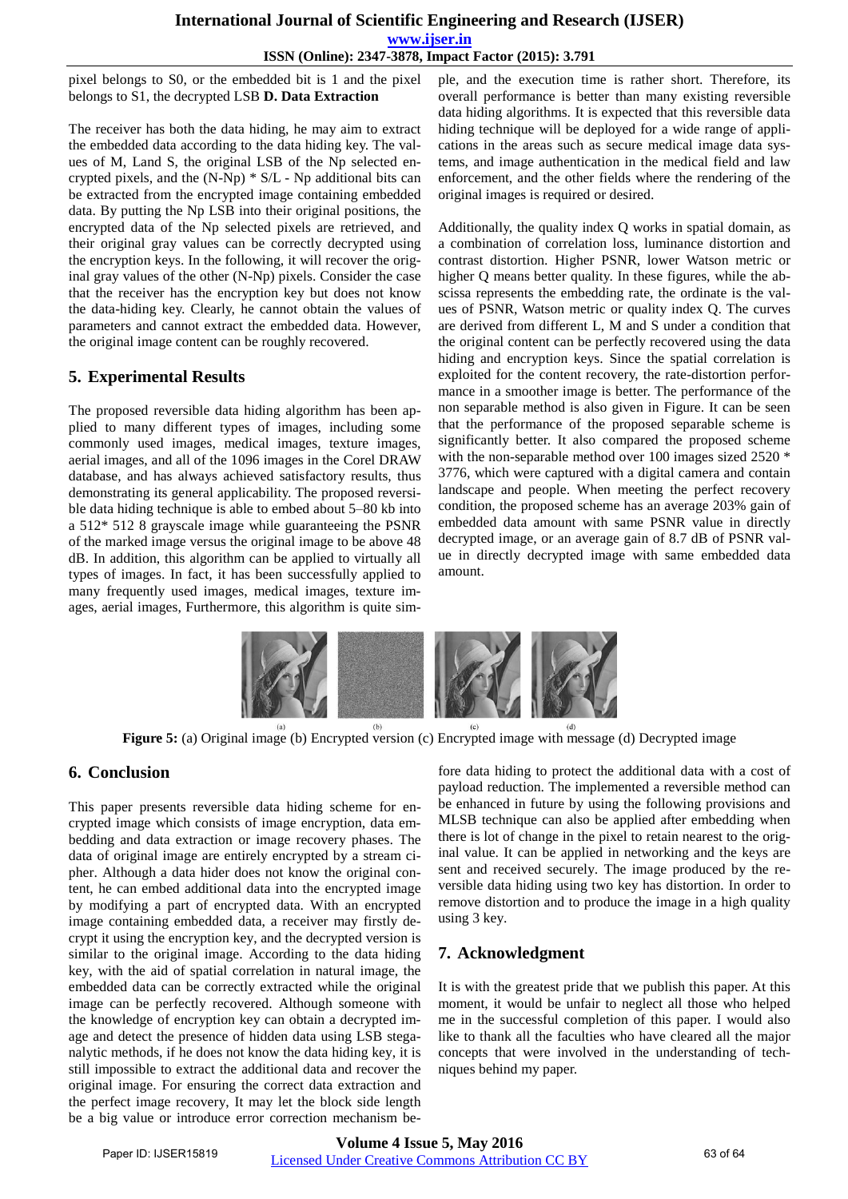pixel belongs to S0, or the embedded bit is 1 and the pixel belongs to S1, the decrypted LSB **D. Data Extraction**

The receiver has both the data hiding, he may aim to extract the embedded data according to the data hiding key. The values of M, Land S, the original LSB of the Np selected encrypted pixels, and the (N-Np) * S/L - Np additional bits can be extracted from the encrypted image containing embedded data. By putting the Np LSB into their original positions, the encrypted data of the Np selected pixels are retrieved, and their original gray values can be correctly decrypted using the encryption keys. In the following, it will recover the original gray values of the other (N-Np) pixels. Consider the case that the receiver has the encryption key but does not know the data-hiding key. Clearly, he cannot obtain the values of parameters and cannot extract the embedded data. However, the original image content can be roughly recovered.

## 5. Experimental Results

The proposed reversible data hiding algorithm has been applied to many different types of images, including some commonly used images, medical images, texture images, aerial images, and all of the 1096 images in the Corel DRAW database, and has always achieved satisfactory results, thus demonstrating its general applicability. The proposed reversible data hiding technique is able to embed about 5–80 kb into a 512* 512 8 grayscale image while guaranteeing the PSNR of the marked image versus the original image to be above 48 dB. In addition, this algorithm can be applied to virtually all types of images. In fact, it has been successfully applied to many frequently used images, medical images, texture images, aerial images, Furthermore, this algorithm is quite simple, and the execution time is rather short. Therefore, its overall performance is better than many existing reversible data hiding algorithms. It is expected that this reversible data hiding technique will be deployed for a wide range of applications in the areas such as secure medical image data systems, and image authentication in the medical field and law enforcement, and the other fields where the rendering of the original images is required or desired.

Additionally, the quality index Q works in spatial domain, as a combination of correlation loss, luminance distortion and contrast distortion. Higher PSNR, lower Watson metric or higher Q means better quality. In these figures, while the abscissa represents the embedding rate, the ordinate is the values of PSNR, Watson metric or quality index Q. The curves are derived from different L, M and S under a condition that the original content can be perfectly recovered using the data hiding and encryption keys. Since the spatial correlation is exploited for the content recovery, the rate-distortion performance in a smoother image is better. The performance of the non separable method is also given in Figure. It can be seen that the performance of the proposed separable scheme is significantly better. It also compared the proposed scheme with the non-separable method over 100 images sized 2520 * 3776, which were captured with a digital camera and contain landscape and people. When meeting the perfect recovery condition, the proposed scheme has an average 203% gain of embedded data amount with same PSNR value in directly decrypted image, or an average gain of 8.7 dB of PSNR value in directly decrypted image with same embedded data amount.

(a) (b) (c) (d)

**Figure 5:** (a) Original image (b) Encrypted version (c) Encrypted image with message (d) Decrypted image

## 6. Conclusion

This paper presents reversible data hiding scheme for encrypted image which consists of image encryption, data embedding and data extraction or image recovery phases. The data of original image are entirely encrypted by a stream cipher. Although a data hider does not know the original content, he can embed additional data into the encrypted image by modifying a part of encrypted data. With an encrypted image containing embedded data, a receiver may firstly decrypt it using the encryption key, and the decrypted version is similar to the original image. According to the data hiding key, with the aid of spatial correlation in natural image, the embedded data can be correctly extracted while the original image can be perfectly recovered. Although someone with the knowledge of encryption key can obtain a decrypted image and detect the presence of hidden data using LSB steganalytic methods, if he does not know the data hiding key, it is still impossible to extract the additional data and recover the original image. For ensuring the correct data extraction and the perfect image recovery, It may let the block side length be a big value or introduce error correction mechanism before data hiding to protect the additional data with a cost of payload reduction. The implemented a reversible method can be enhanced in future by using the following provisions and MLSB technique can also be applied after embedding when there is lot of change in the pixel to retain nearest to the original value. It can be applied in networking and the keys are sent and received securely. The image produced by the reversible data hiding using two key has distortion. In order to remove distortion and to produce the image in a high quality using 3 key.

## 7. Acknowledgment

It is with the greatest pride that we publish this paper. At this moment, it would be unfair to neglect all those who helped me in the successful completion of this paper. I would also like to thank all the faculties who have cleared all the major concepts that were involved in the understanding of techniques behind my paper.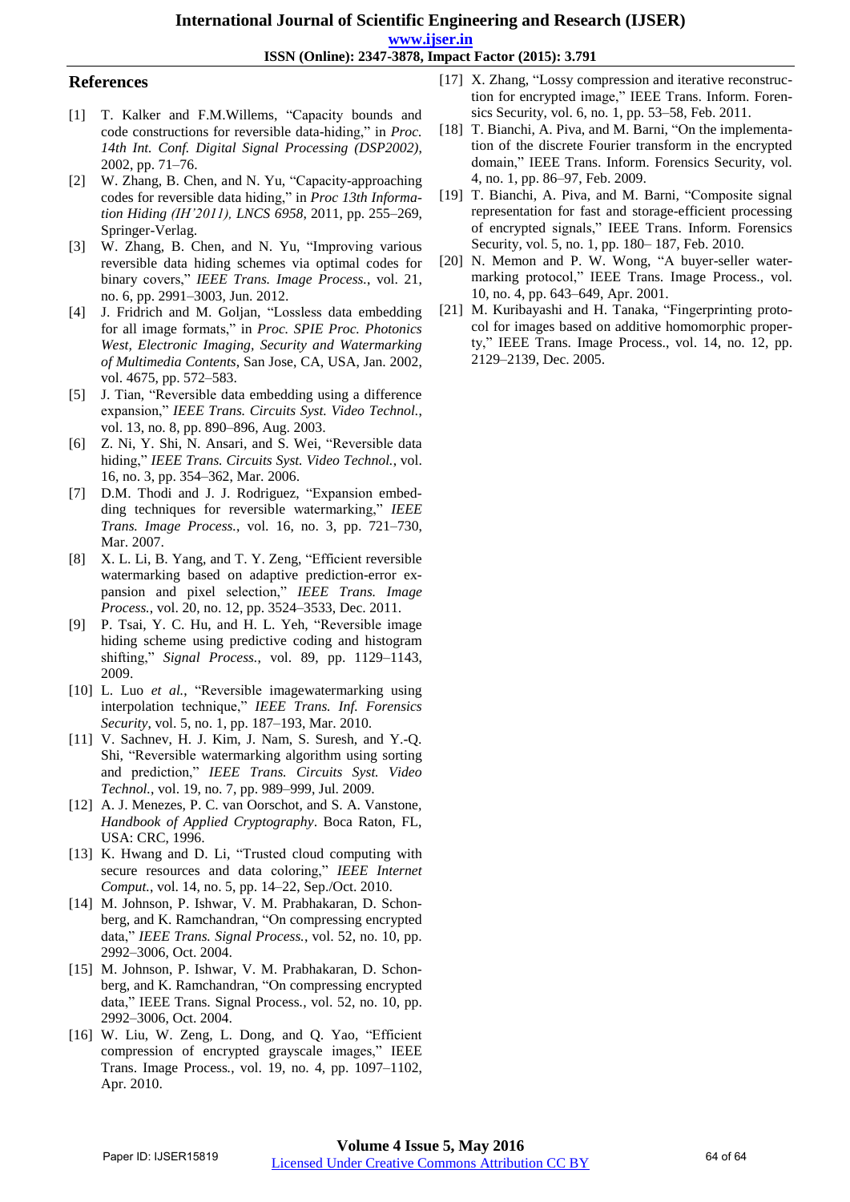## References

[1] T. Kalker and F.M.Willems, "Capacity bounds and code constructions for reversible data-hiding," in *Proc. 14th Int. Conf. Digital Signal Processing (DSP2002)*, 2002, pp. 71–76.

[2] W. Zhang, B. Chen, and N. Yu, "Capacity-approaching codes for reversible data hiding," in *Proc 13th Information Hiding (IH'2011), LNCS 6958*, 2011, pp. 255–269, Springer-Verlag.

[3] W. Zhang, B. Chen, and N. Yu, "Improving various reversible data hiding schemes via optimal codes for binary covers," *IEEE Trans. Image Process.*, vol. 21, no. 6, pp. 2991–3003, Jun. 2012.

[4] J. Fridrich and M. Goljan, "Lossless data embedding for all image formats," in *Proc. SPIE Proc. Photonics West, Electronic Imaging, Security and Watermarking of Multimedia Contents*, San Jose, CA, USA, Jan. 2002, vol. 4675, pp. 572–583.

[5] J. Tian, "Reversible data embedding using a difference expansion," *IEEE Trans. Circuits Syst. Video Technol.*, vol. 13, no. 8, pp. 890–896, Aug. 2003.

[6] Z. Ni, Y. Shi, N. Ansari, and S. Wei, "Reversible data hiding," *IEEE Trans. Circuits Syst. Video Technol.*, vol. 16, no. 3, pp. 354–362, Mar. 2006.

[7] D.M. Thodi and J. J. Rodriguez, "Expansion embedding techniques for reversible watermarking," *IEEE Trans. Image Process.*, vol. 16, no. 3, pp. 721–730, Mar. 2007.

[8] X. L. Li, B. Yang, and T. Y. Zeng, "Efficient reversible watermarking based on adaptive prediction-error expansion and pixel selection," *IEEE Trans. Image Process.*, vol. 20, no. 12, pp. 3524–3533, Dec. 2011.

[9] P. Tsai, Y. C. Hu, and H. L. Yeh, "Reversible image hiding scheme using predictive coding and histogram shifting," *Signal Process.*, vol. 89, pp. 1129–1143, 2009.

[10] L. Luo *et al.*, "Reversible imagewatermarking using interpolation technique," *IEEE Trans. Inf. Forensics Security*, vol. 5, no. 1, pp. 187–193, Mar. 2010.

[11] V. Sachnev, H. J. Kim, J. Nam, S. Suresh, and Y.-Q. Shi, "Reversible watermarking algorithm using sorting and prediction," *IEEE Trans. Circuits Syst. Video Technol.*, vol. 19, no. 7, pp. 989–999, Jul. 2009.

[12] A. J. Menezes, P. C. van Oorschot, and S. A. Vanstone, *Handbook of Applied Cryptography*. Boca Raton, FL, USA: CRC, 1996.

[13] K. Hwang and D. Li, "Trusted cloud computing with secure resources and data coloring," *IEEE Internet Comput.*, vol. 14, no. 5, pp. 14–22, Sep./Oct. 2010.

[14] M. Johnson, P. Ishwar, V. M. Prabhakaran, D. Schonberg, and K. Ramchandran, "On compressing encrypted data," *IEEE Trans. Signal Process.*, vol. 52, no. 10, pp. 2992–3006, Oct. 2004.

[15] M. Johnson, P. Ishwar, V. M. Prabhakaran, D. Schonberg, and K. Ramchandran, "On compressing encrypted data," IEEE Trans. Signal Process., vol. 52, no. 10, pp. 2992–3006, Oct. 2004.

[16] W. Liu, W. Zeng, L. Dong, and Q. Yao, "Efficient compression of encrypted grayscale images," IEEE Trans. Image Process., vol. 19, no. 4, pp. 1097–1102, Apr. 2010.

[17] X. Zhang, "Lossy compression and iterative reconstruction for encrypted image," IEEE Trans. Inform. Forensics Security, vol. 6, no. 1, pp. 53–58, Feb. 2011.

[18] T. Bianchi, A. Piva, and M. Barni, "On the implementation of the discrete Fourier transform in the encrypted domain," IEEE Trans. Inform. Forensics Security, vol. 4, no. 1, pp. 86–97, Feb. 2009.

[19] T. Bianchi, A. Piva, and M. Barni, "Composite signal representation for fast and storage-efficient processing of encrypted signals," IEEE Trans. Inform. Forensics Security, vol. 5, no. 1, pp. 180– 187, Feb. 2010.

[20] N. Memon and P. W. Wong, "A buyer-seller watermarking protocol," IEEE Trans. Image Process., vol. 10, no. 4, pp. 643–649, Apr. 2001.

[21] M. Kuribayashi and H. Tanaka, "Fingerprinting protocol for images based on additive homomorphic property," IEEE Trans. Image Process., vol. 14, no. 12, pp. 2129–2139, Dec. 2005.